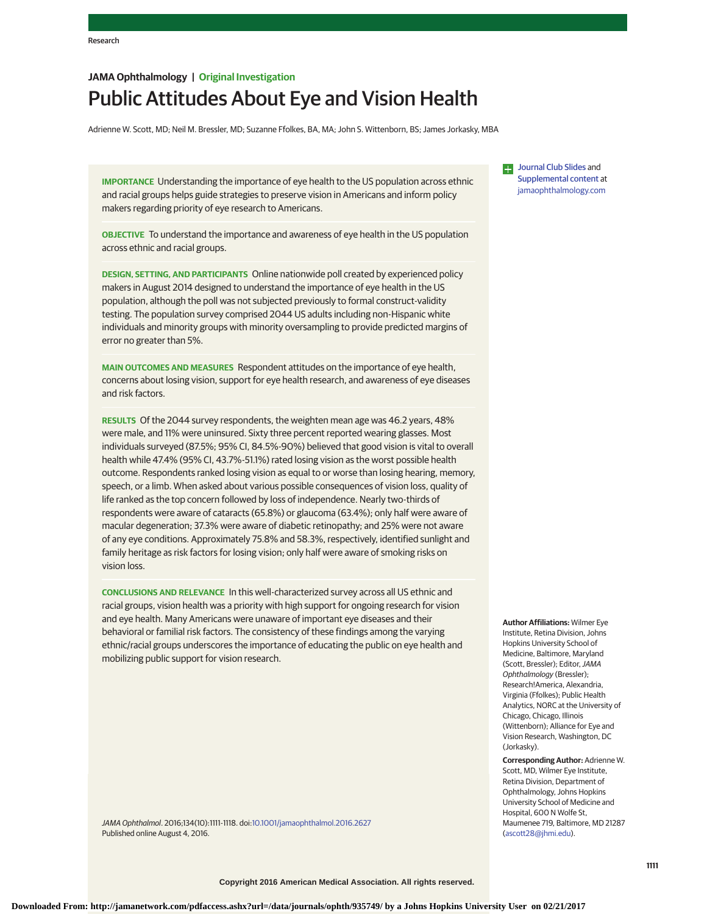JAMA Ophthalmology | Original Investigation

# Public Attitudes About Eye and Vision Health

Adrienne W. Scott, MD; Neil M. Bressler, MD; Suzanne Ffolkes, BA, MA; John S. Wittenborn, BS; James Jorkasky, MBA

Journal Club Slides and Supplemental content at jamaophthalmology.com

**IMPORTANCE** Understanding the importance of eye health to the US population across ethnic and racial groups helps guide strategies to preserve vision in Americans and inform policy makers regarding priority of eye research to Americans.

**OBJECTIVE** To understand the importance and awareness of eye health in the US population across ethnic and racial groups.

**DESIGN, SETTING, AND PARTICIPANTS** Online nationwide poll created by experienced policy makers in August 2014 designed to understand the importance of eye health in the US population, although the poll was not subjected previously to formal construct-validity testing. The population survey comprised 2044 US adults including non-Hispanic white individuals and minority groups with minority oversampling to provide predicted margins of error no greater than 5%.

**MAIN OUTCOMES AND MEASURES** Respondent attitudes on the importance of eye health, concerns about losing vision, support for eye health research, and awareness of eye diseases and risk factors.

**RESULTS** Of the 2044 survey respondents, the weighten mean age was 46.2 years, 48% were male, and 11% were uninsured. Sixty three percent reported wearing glasses. Most individuals surveyed (87.5%; 95% CI, 84.5%-90%) believed that good vision is vital to overall health while 47.4% (95% CI, 43.7%-51.1%) rated losing vision as the worst possible health outcome. Respondents ranked losing vision as equal to or worse than losing hearing, memory, speech, or a limb. When asked about various possible consequences of vision loss, quality of life ranked as the top concern followed by loss of independence. Nearly two-thirds of respondents were aware of cataracts (65.8%) or glaucoma (63.4%); only half were aware of macular degeneration; 37.3% were aware of diabetic retinopathy; and 25% were not aware of any eye conditions. Approximately 75.8% and 58.3%, respectively, identified sunlight and family heritage as risk factors for losing vision; only half were aware of smoking risks on vision loss.

**CONCLUSIONS AND RELEVANCE** In this well-characterized survey across all US ethnic and racial groups, vision health was a priority with high support for ongoing research for vision and eye health. Many Americans were unaware of important eye diseases and their behavioral or familial risk factors. The consistency of these findings among the varying ethnic/racial groups underscores the importance of educating the public on eye health and mobilizing public support for vision research.

*JAMA Ophthalmol*. 2016;134(10):1111-1118. doi:10.1001/jamaophthalmol.2016.2627
Published online August 4, 2016.

**Author Affiliations:** Wilmer Eye Institute, Retina Division, Johns Hopkins University School of Medicine, Baltimore, Maryland (Scott, Bressler); Editor, *JAMA Ophthalmology* (Bressler); Research!America, Alexandria, Virginia (Ffolkes); Public Health Analytics, NORC at the University of Chicago, Chicago, Illinois (Wittenborn); Alliance for Eye and Vision Research, Washington, DC (Jorkasky).

**Corresponding Author:** Adrienne W. Scott, MD, Wilmer Eye Institute, Retina Division, Department of Ophthalmology, Johns Hopkins University School of Medicine and Hospital, 600 N Wolfe St, Maumenee 719, Baltimore, MD 21287 (ascott28@jhmi.edu).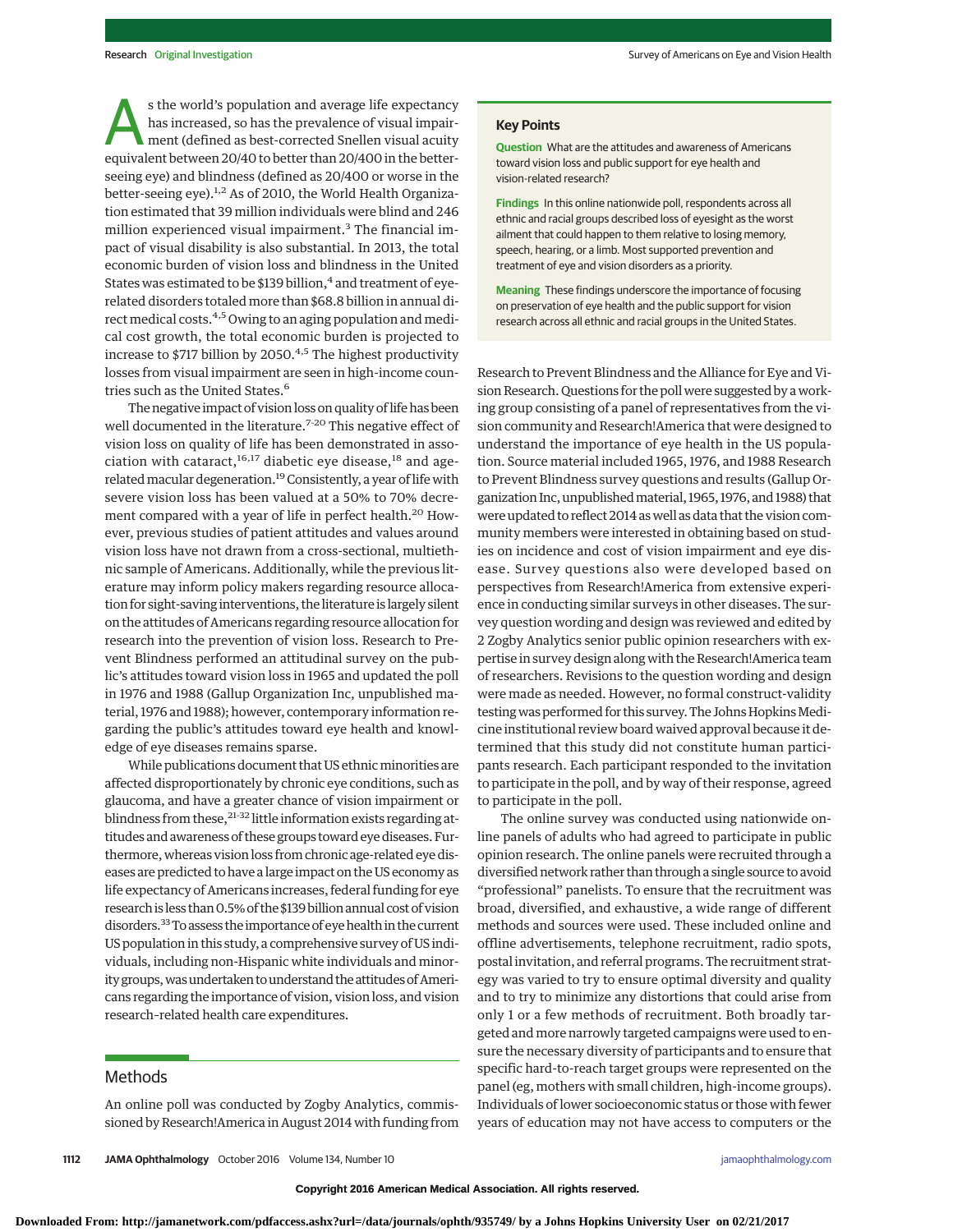As the world's population and average life expectancy has increased, so has the prevalence of visual impairment (defined as best-corrected Snellen visual acuity equivalent between 20/40 to better than 20/400 in the better-seeing eye) and blindness (defined as 20/400 or worse in the better-seeing eye).[1,2] As of 2010, the World Health Organization estimated that 39 million individuals were blind and 246 million experienced visual impairment.[3] The financial impact of visual disability is also substantial. In 2013, the total economic burden of vision loss and blindness in the United States was estimated to be $139 billion,[4] and treatment of eye-related disorders totaled more than $68.8 billion in annual direct medical costs.[4,5] Owing to an aging population and medical cost growth, the total economic burden is projected to increase to $717 billion by 2050.[4,5] The highest productivity losses from visual impairment are seen in high-income countries such as the United States.[6]

The negative impact of vision loss on quality of life has been well documented in the literature.[7-20] This negative effect of vision loss on quality of life has been demonstrated in association with cataract,[16,17] diabetic eye disease,[18] and age-related macular degeneration.[19] Consistently, a year of life with severe vision loss has been valued at a 50% to 70% decrement compared with a year of life in perfect health.[20] However, previous studies of patient attitudes and values around vision loss have not drawn from a cross-sectional, multiethnic sample of Americans. Additionally, while the previous literature may inform policy makers regarding resource allocation for sight-saving interventions, the literature is largely silent on the attitudes of Americans regarding resource allocation for research into the prevention of vision loss. Research to Prevent Blindness performed an attitudinal survey on the public's attitudes toward vision loss in 1965 and updated the poll in 1976 and 1988 (Gallup Organization Inc, unpublished material, 1976 and 1988); however, contemporary information regarding the public's attitudes toward eye health and knowledge of eye diseases remains sparse.

While publications document that US ethnic minorities are affected disproportionately by chronic eye conditions, such as glaucoma, and have a greater chance of vision impairment or blindness from these,[21-32] little information exists regarding attitudes and awareness of these groups toward eye diseases. Furthermore, whereas vision loss from chronic age-related eye diseases are predicted to have a large impact on the US economy as life expectancy of Americans increases, federal funding for eye research is less than 0.5% of the $139 billion annual cost of vision disorders.[33] To assess the importance of eye health in the current US population in this study, a comprehensive survey of US individuals, including non-Hispanic white individuals and minority groups, was undertaken to understand the attitudes of Americans regarding the importance of vision, vision loss, and vision research-related health care expenditures.

## Methods

An online poll was conducted by Zogby Analytics, commissioned by Research!America in August 2014 with funding from Research to Prevent Blindness and the Alliance for Eye and Vision Research. Questions for the poll were suggested by a working group consisting of a panel of representatives from the vision community and Research!America that were designed to understand the importance of eye health to the US population. Source material included 1965, 1976, and 1988 Research to Prevent Blindness survey questions and results (Gallup Organization Inc, unpublished material, 1965, 1976, and 1988) that were updated to reflect 2014 as well as data that the vision community members were interested in obtaining based on studies on incidence and cost of vision impairment and eye disease. Survey questions also were developed based on perspectives from Research!America from extensive experience in conducting similar surveys in other diseases. The survey question wording and design was reviewed and edited by 2 Zogby Analytics senior public opinion researchers with expertise in survey design along with the Research!America team of researchers. Revisions to the question wording and design were made as needed. However, no formal construct-validity testing was performed for this survey. The Johns Hopkins Medicine institutional review board waived approval because it determined that this study did not constitute human participants research. Each participant responded to the invitation to participate in the poll, and by way of their response, agreed to participate in the poll.

The online survey was conducted using nationwide online panels of adults who had agreed to participate in public opinion research. The online panels were recruited through a diversified network rather than through a single source to avoid "professional" panelists. To ensure that the recruitment was broad, diversified, and exhaustive, a wide range of different methods and sources were used. These included online and offline advertisements, telephone recruitment, radio spots, postal invitation, and referral programs. The recruitment strategy was varied to try to ensure optimal diversity and quality and to try to minimize any distortions that could arise from only 1 or a few methods of recruitment. Both broadly targeted and more narrowly targeted campaigns were used to ensure the necessary diversity of participants and to ensure that specific hard-to-reach target groups were represented on the panel (eg, mothers with small children, high-income groups). Individuals of lower socioeconomic status or those with fewer years of education may not have access to computers or the

**Key Points**

**Question** What are the attitudes and awareness of Americans toward vision loss and public support for eye health and vision-related research?

**Findings** In this online nationwide poll, respondents across all ethnic and racial groups described loss of eyesight as the worst ailment that could happen to them relative to losing memory, speech, hearing, or a limb. Most supported prevention and treatment of eye and vision disorders as a priority.

**Meaning** These findings underscore the importance of focusing on preservation of eye health and the public support for vision research across all ethnic and racial groups in the United States.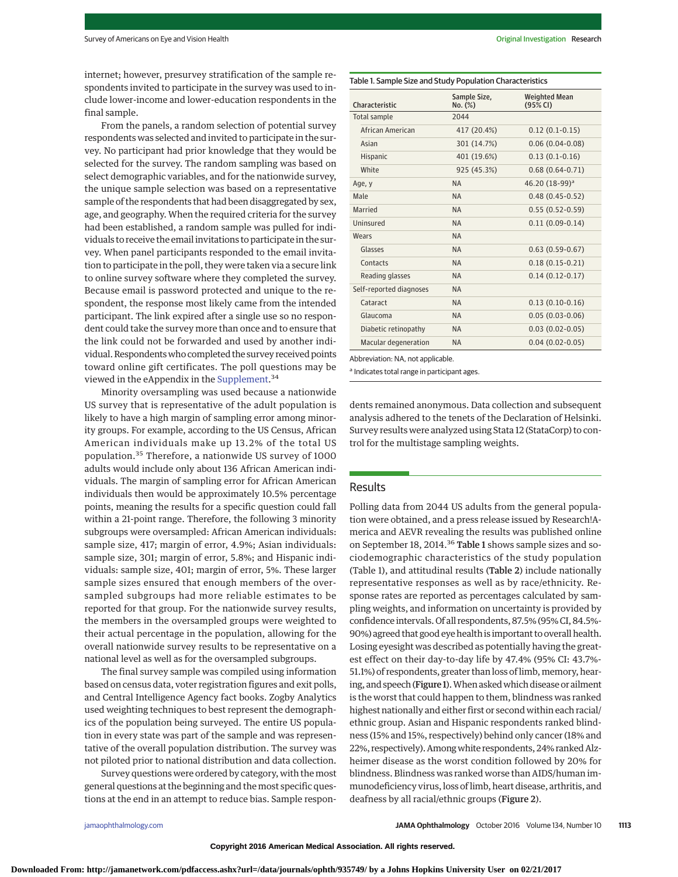internet; however, presurvey stratification of the sample respondents invited to participate in the survey was used to include lower-income and lower-education respondents in the final sample.

From the panels, a random selection of potential survey respondents was selected and invited to participate in the survey. No participant had prior knowledge that they would be selected for the survey. The random sampling was based on select demographic variables, and for the nationwide survey, the unique sample selection was based on a representative sample of the respondents that had been disaggregated by sex, age, and geography. When the required criteria for the survey had been established, a random sample was pulled for individuals to receive the email invitations to participate in the survey. When panel participants responded to the email invitation to participate in the poll, they were taken via a secure link to online survey software where they completed the survey. Because email is password protected and unique to the respondent, the response most likely came from the intended participant. The link expired after a single use so no respondent could take the survey more than once and to ensure that the link could not be forwarded and used by another individual. Respondents who completed the survey received points toward online gift certificates. The poll questions may be viewed in the eAppendix in the Supplement.[34]

Minority oversampling was used because a nationwide US survey that is representative of the adult population is likely to have a high margin of sampling error among minority groups. For example, according to the US Census, African American individuals make up 13.2% of the total US population.[35] Therefore, a nationwide US survey of 1000 adults would include only about 136 African American individuals. The margin of sampling error for African American individuals then would be approximately 10.5% percentage points, meaning the results for a specific question could fall within a 21-point range. Therefore, the following 3 minority subgroups were oversampled: African American individuals: sample size, 417; margin of error, 4.9%; Asian individuals: sample size, 301; margin of error, 5.8%; and Hispanic individuals: sample size, 401; margin of error, 5%. These larger sample sizes ensured that enough members of the oversampled subgroups had more reliable estimates to be reported for that group. For the nationwide survey results, the members in the oversampled groups were weighted to their actual percentage in the population, allowing for the overall nationwide survey results to be representative on a national level as well as for the oversampled subgroups.

The final survey sample was compiled using information based on census data, voter registration figures and exit polls, and Central Intelligence Agency fact books. Zogby Analytics used weighting techniques to best represent the demographics of the population being surveyed. The entire US population in every state was part of the sample and was representative of the overall population distribution. The survey was not piloted prior to national distribution and data collection.

Survey questions were ordered by category, with the most general questions at the beginning and the most specific questions at the end in an attempt to reduce bias. Sample respondents remained anonymous. Data collection and subsequent analysis adhered to the tenets of the Declaration of Helsinki. Survey results were analyzed using Stata 12 (StataCorp) to control for the multistage sampling weights.

Table 1. Sample Size and Study Population Characteristics

| Characteristic | Sample Size, No. (%) | Weighted Mean (95% CI) |
|---|---|---|
| Total sample | 2044 | |
| African American | 417 (20.4%) | 0.12 (0.1-0.15) |
| Asian | 301 (14.7%) | 0.06 (0.04-0.08) |
| Hispanic | 401 (19.6%) | 0.13 (0.1-0.16) |
| White | 925 (45.3%) | 0.68 (0.64-0.71) |
| Age, y | NA | 46.20 (18-99)[a] |
| Male | NA | 0.48 (0.45-0.52) |
| Married | NA | 0.55 (0.52-0.59) |
| Uninsured | NA | 0.11 (0.09-0.14) |
| Wears | NA | |
| Glasses | NA | 0.63 (0.59-0.67) |
| Contacts | NA | 0.18 (0.15-0.21) |
| Reading glasses | NA | 0.14 (0.12-0.17) |
| Self-reported diagnoses | NA | |
| Cataract | NA | 0.13 (0.10-0.16) |
| Glaucoma | NA | 0.05 (0.03-0.06) |
| Diabetic retinopathy | NA | 0.03 (0.02-0.05) |
| Macular degeneration | NA | 0.04 (0.02-0.05) |

Abbreviation: NA, not applicable.

[a] Indicates total range in participant ages.

## Results

Polling data from 2044 US adults from the general population were obtained, and a press release issued by Research!America and AEVR revealing the results was published online on September 18, 2014.[36] **Table 1** shows sample sizes and sociodemographic characteristics of the study population (Table 1), and attitudinal results (**Table 2**) include nationally representative responses as well as by race/ethnicity. Response rates are reported as percentages calculated by sampling weights, and information on uncertainty is provided by confidence intervals. Of all respondents, 87.5% (95% CI, 84.5%-90%) agreed that good eye health is important to overall health. Losing eyesight was described as potentially having the greatest effect on their day-to-day life by 47.4% (95% CI: 43.7%-51.1%) of respondents, greater than loss of limb, memory, hearing, and speech (**Figure 1**). When asked which disease or ailment is the worst that could happen to them, blindness was ranked highest nationally and either first or second within each racial/ethnic group. Asian and Hispanic respondents ranked blindness (15% and 15%, respectively) behind only cancer (18% and 22%, respectively). Among white respondents, 24% ranked Alzheimer disease as the worst condition followed by 20% for blindness. Blindness was ranked worse than AIDS/human immunodeficiency virus, loss of limb, heart disease, arthritis, and deafness by all racial/ethnic groups (**Figure 2**).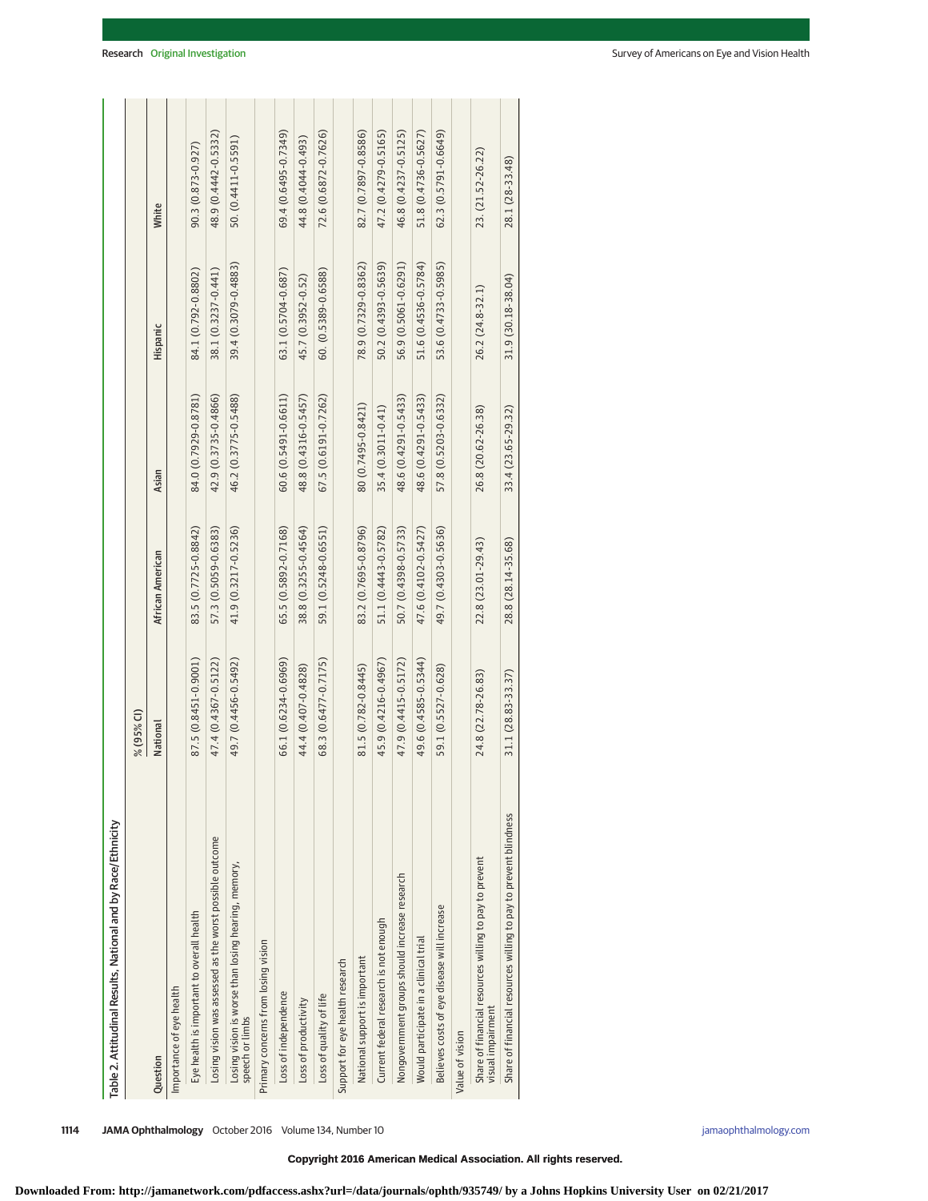Table 2. Attitudinal Results, National and by Race/Ethnicity

| Question | % (95% CI) | | | | |
|---|---|---|---|---|---|
| | National | African American | Asian | Hispanic | White |
| Importance of eye health | | | | | |
| Eye health is important to overall health | 87.5 (0.8451-0.9001) | 83.5 (0.7725-0.8842) | 84.0 (0.7929-0.8781) | 84.1 (0.792-0.8802) | 90.3 (0.873-0.927) |
| Losing vision was assessed as the worst possible outcome | 47.4 (0.4367-0.5122) | 57.3 (0.5059-0.6383) | 42.9 (0.3735-0.4866) | 38.1 (0.3237-0.441) | 48.9 (0.4442-0.5332) |
| Losing vision is worse than losing hearing, memory, speech or limbs | 49.7 (0.4456-0.5492) | 41.9 (0.3217-0.5236) | 46.2 (0.3775-0.5488) | 39.4 (0.3079-0.4883) | 50. (0.4411-0.5591) |
| Primary concerns from losing vision | | | | | |
| Loss of independence | 66.1 (0.6234-0.6969) | 65.5 (0.5892-0.7168) | 60.6 (0.5491-0.6611) | 63.1 (0.5704-0.687) | 69.4 (0.6495-0.7349) |
| Loss of productivity | 44.4 (0.407-0.4828) | 38.8 (0.3255-0.4564) | 48.8 (0.4316-0.5457) | 45.7 (0.3952-0.52) | 44.8 (0.4044-0.493) |
| Loss of quality of life | 68.3 (0.6477-0.7175) | 59.1 (0.5248-0.6551) | 67.5 (0.6191-0.7262) | 60. (0.5389-0.6588) | 72.6 (0.6872-0.7626) |
| Support for eye health research | | | | | |
| National support is important | 81.5 (0.782-0.8445) | 83.2 (0.7695-0.8796) | 80 (0.7495-0.8421) | 78.9 (0.7329-0.8362) | 82.7 (0.7897-0.8586) |
| Current federal research is not enough | 45.9 (0.4216-0.4967) | 51.1 (0.4443-0.5782) | 35.4 (0.3011-0.41) | 50.2 (0.4393-0.5639) | 47.2 (0.4279-0.5165) |
| Nongovernment groups should increase research | 47.9 (0.4415-0.5172) | 50.7 (0.4398-0.5733) | 48.6 (0.4291-0.5433) | 56.9 (0.5061-0.6291) | 46.8 (0.4237-0.5125) |
| Would participate in a clinical trial | 49.6 (0.4585-0.5344) | 47.6 (0.4102-0.5427) | 48.6 (0.4291-0.5433) | 51.6 (0.4536-0.5784) | 51.8 (0.4736-0.5627) |
| Believes costs of eye disease will increase | 59.1 (0.5527-0.628) | 49.7 (0.4303-0.5636) | 57.8 (0.5203-0.6332) | 53.6 (0.4733-0.5985) | 62.3 (0.5791-0.6649) |
| Value of vision | | | | | |
| Share of financial resources willing to pay to prevent visual impairment | 24.8 (22.78-26.83) | 22.8 (23.01-29.43) | 26.8 (20.62-26.38) | 26.2 (24.8-32.1) | 23. (21.52-26.22) |
| Share of financial resources willing to pay to prevent blindness | 31.1 (28.83-33.37) | 28.8 (28.14-35.68) | 33.4 (23.65-29.32) | 31.9 (30.18-38.04) | 28.1 (28-33.48) |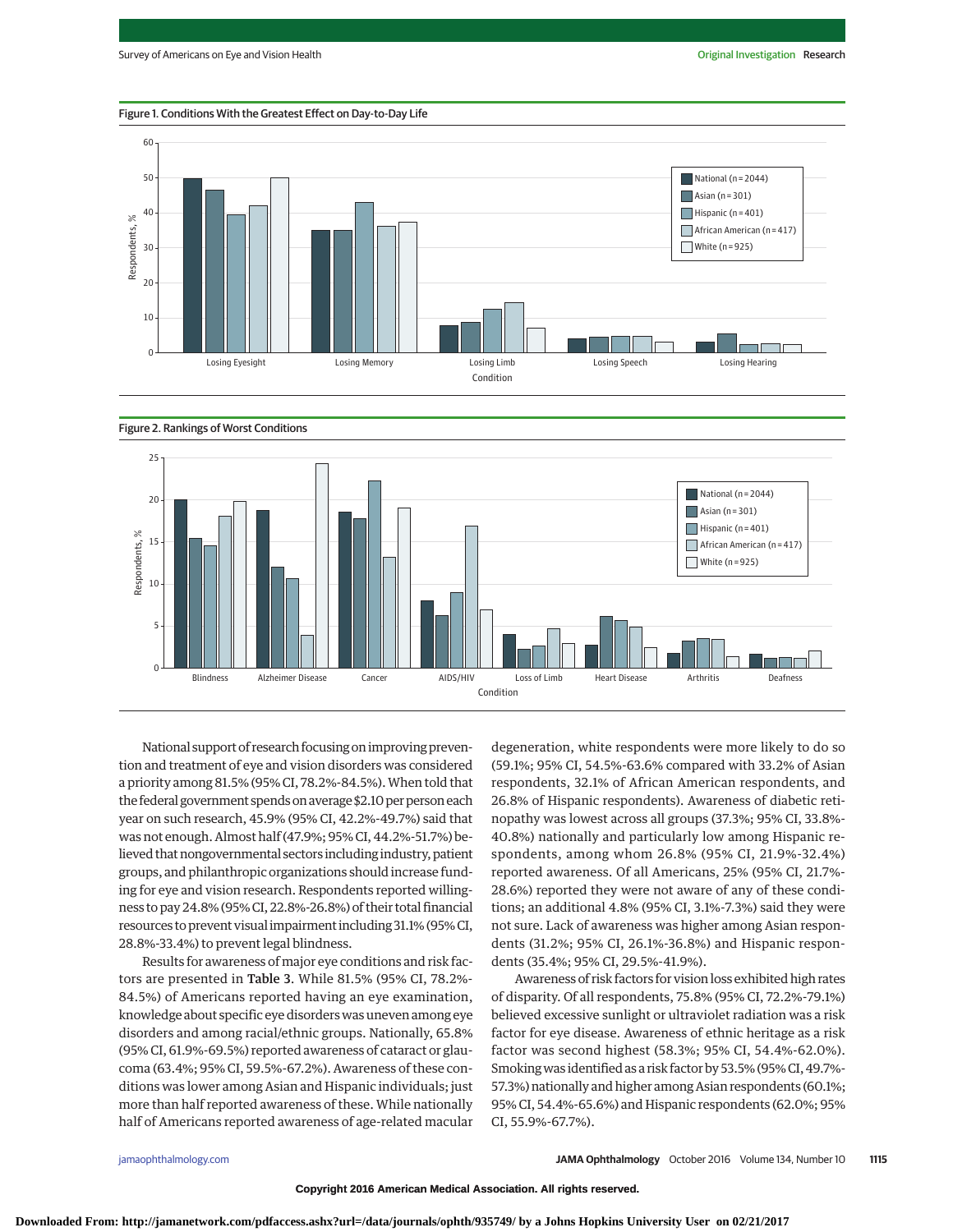Figure 1. Conditions With the Greatest Effect on Day-to-Day Life

Figure 2. Rankings of Worst Conditions

National support of research focusing on improving prevention and treatment of eye and vision disorders was considered a priority among 81.5% (95% CI, 78.2%-84.5%). When told that the federal government spends on average $2.10 per person each year on such research, 45.9% (95% CI, 42.2%-49.7%) said that was not enough. Almost half (47.9%; 95% CI, 44.2%-51.7%) believed that nongovernmental sectors including industry, patient groups, and philanthropic organizations should increase funding for eye and vision research. Respondents reported willingness to pay 24.8% (95% CI, 22.8%-26.8%) of their total financial resources to prevent visual impairment including 31.1% (95% CI, 28.8%-33.4%) to prevent legal blindness.

Results for awareness of major eye conditions and risk factors are presented in **Table 3**. While 81.5% (95% CI, 78.2%-84.5%) of Americans reported having an eye examination, knowledge about specific eye disorders was uneven among eye disorders and among racial/ethnic groups. Nationally, 65.8% (95% CI, 61.9%-69.5%) reported awareness of cataract or glaucoma (63.4%; 95% CI, 59.5%-67.2%). Awareness of these conditions was lower among Asian and Hispanic individuals; just more than half reported awareness of these. While nationally half of Americans reported awareness of age-related macular degeneration, white respondents were more likely to do so (59.1%; 95% CI, 54.5%-63.6% compared with 33.2% of Asian respondents, 32.1% of African American respondents, and 26.8% of Hispanic respondents). Awareness of diabetic retinopathy was lowest across all groups (37.3%; 95% CI, 33.8%-40.8%) nationally and particularly low among Hispanic respondents, among whom 26.8% (95% CI, 21.9%-32.4%) reported awareness. Of all Americans, 25% (95% CI, 21.7%-28.6%) reported they were not aware of any of these conditions; an additional 4.8% (95% CI, 3.1%-7.3%) said they were not sure. Lack of awareness was higher among Asian respondents (31.2%; 95% CI, 26.1%-36.8%) and Hispanic respondents (35.4%; 95% CI, 29.5%-41.9%).

Awareness of risk factors for vision loss exhibited high rates of disparity. Of all respondents, 75.8% (95% CI, 72.2%-79.1%) believed excessive sunlight or ultraviolet radiation was a risk factor for eye disease. Awareness of ethnic heritage as a risk factor was second highest (58.3%; 95% CI, 54.4%-62.0%). Smoking was identified as a risk factor by 53.5% (95% CI, 49.7%-57.3%) nationally and higher among Asian respondents (60.1%; 95% CI, 54.4%-65.6%) and Hispanic respondents (62.0%; 95% CI, 55.9%-67.7%).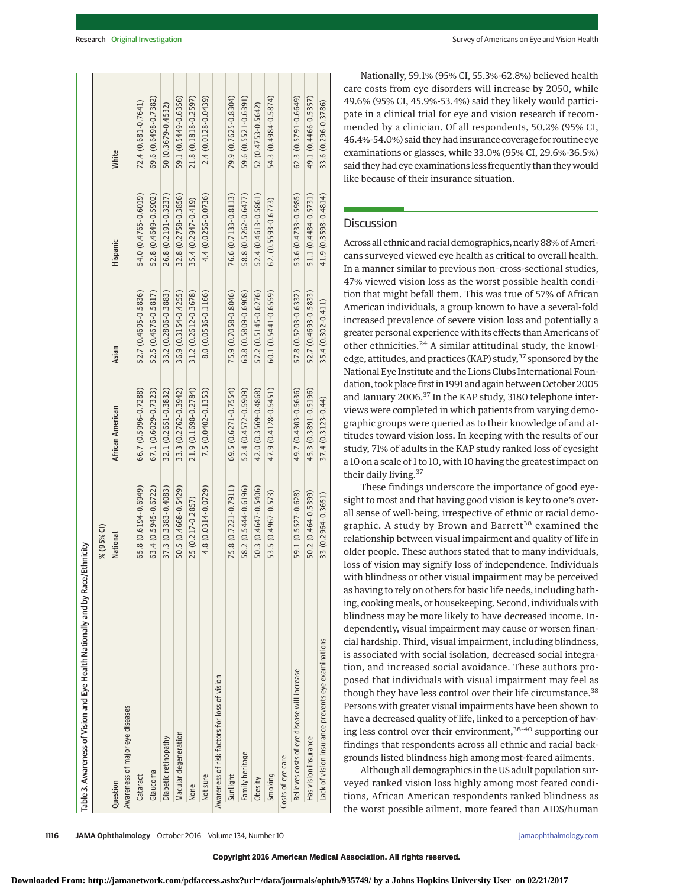Table 3. Awareness of Vision and Eye Health Nationally and by Race/Ethnicity

| Question | % (95% CI) | | | | |
|---|---|---|---|---|---|
| | National | African American | Asian | Hispanic | White |
| Awareness of major eye diseases | | | | | |
| Cataract | 65.8 (0.6194-0.6949) | 66.7 (0.5996-0.7288) | 52.7 (0.4695-0.5836) | 54.0 (0.4765-0.6019) | 72.4 (0.681-0.7641) |
| Glaucoma | 63.4 (0.5945-0.6722) | 67.1 (0.6029-0.7323) | 52.5 (0.4676-0.5817) | 52.8 (0.4649-0.5902) | 69.6 (0.6498-0.7382) |
| Diabetic retinopathy | 37.3 (0.3383-0.4083) | 32.1 (0.2651-0.3832) | 33.2 (0.2806-0.3883) | 26.8 (0.2191-0.3237) | 50 (0.3679-0.4532) |
| Macular degeneration | 50.5 (0.4668-0.5429) | 33.3 (0.2762-0.3942) | 36.9 (0.3154-0.4255) | 32.8 (0.2758-0.3856) | 59.1 (0.5449-0.6356) |
| None | 25 (0.217-0.2857) | 21.9 (0.1698-0.2784) | 31.2 (0.2612-0.3678) | 35.4 (0.2947-0.419) | 21.8 (0.1818-0.2597) |
| Not sure | 4.8 (0.0314-0.0729) | 7.5 (0.0402-0.1353) | 8.0 (0.0536-0.1166) | 4.4 (0.0256-0.0736) | 2.4 (0.0128-0.0439) |
| Awareness of risk factors for loss of vision | | | | | |
| Sunlight | 75.8 (0.7221-0.7911) | 69.5 (0.6271-0.7554) | 75.9 (0.7058-0.8046) | 76.6 (0.7133-0.8113) | 79.9 (0.7625-0.8304) |
| Family heritage | 58.2 (0.5444-0.6196) | 52.4 (0.4572-0.5909) | 63.8 (0.5809-0.6908) | 58.8 (0.5262-0.6477) | 59.6 (0.5521-0.6391) |
| Obesity | 50.3 (0.4647-0.5406) | 42.0 (0.3569-0.4868) | 57.2 (0.5145-0.6276) | 52.4 (0.4613-0.5861) | 52 (0.4753-0.5642) |
| Smoking | 53.5 (0.4967-0.573) | 47.9 (0.4128-0.5451) | 60.1 (0.5441-0.6559) | 62. (0.5593-0.6773) | 54.3 (0.4984-0.5874) |
| Costs of eye care | | | | | |
| Believes costs of eye disease will increase | 59.1 (0.5527-0.628) | 49.7 (0.4303-0.5636) | 57.8 (0.5203-0.6332) | 53.6 (0.4733-0.5985) | 62.3 (0.5791-0.6649) |
| Has vision insurance | 50.2 (0.464-0.5399) | 45.3 (0.3891-0.5196) | 52.7 (0.4693-0.5833) | 51.1 (0.4484-0.5731) | 49.1 (0.4466-0.5357) |
| Lack of vision insurance prevents eye examinations | 33 (0.2964-0.3651) | 37.4 (0.3123-0.44) | 35.4 (0.302-0.411) | 41.9 (0.3598-0.4814) | 33.6 (0.296-0.3786) |

Nationally, 59.1% (95% CI, 55.3%-62.8%) believed health care costs from eye disorders will increase by 2050, while 49.6% (95% CI, 45.9%-53.4%) said they likely would participate in a clinical trial for eye and vision research if recommended by a clinician. Of all respondents, 50.2% (95% CI, 46.4%-54.0%) said they had insurance coverage for routine eye examinations or glasses, while 33.0% (95% CI, 29.6%-36.5%) said they had eye examinations less frequently than they would like because of their insurance situation.

## Discussion

Across all ethnic and racial demographics, nearly 88% of Americans surveyed viewed eye health as critical to overall health. In a manner similar to previous non–cross-sectional studies, 47% viewed vision loss as the worst possible health condition that might befall them. This was true of 57% of African American individuals, a group known to have a several-fold increased prevalence of severe vision loss and potentially a greater personal experience with its effects than Americans of other ethnicities.[24] A similar attitudinal study, the knowledge, attitudes, and practices (KAP) study,[37] sponsored by the National Eye Institute and the Lions Clubs International Foundation, took place first in 1991 and again between October 2005 and January 2006.[37] In the KAP study, 3180 telephone interviews were completed in which patients from varying demographic groups were queried as to their knowledge of and attitudes toward vision loss. In keeping with the results of our study, 71% of adults in the KAP study ranked loss of eyesight a 10 on a scale of 1 to 10, with 10 having the greatest impact on their daily living.[37]

These findings underscore the importance of good eyesight to most and that having good vision is key to one's overall sense of well-being, irrespective of ethnic or racial demographic. A study by Brown and Barrett[38] examined the relationship between visual impairment and quality of life in older people. These authors stated that to many individuals, loss of vision may signify loss of independence. Individuals with blindness or other visual impairment may be perceived as having to rely on others for basic life needs, including bathing, cooking meals, or housekeeping. Second, individuals with blindness may be more likely to have decreased income. Independently, visual impairment may cause or worsen financial hardship. Third, visual impairment, including blindness, is associated with social isolation, decreased social integration, and increased social avoidance. These authors proposed that individuals with visual impairment may feel as though they have less control over their life circumstance.[38] Persons with greater visual impairments have been shown to have a decreased quality of life, linked to a perception of having less control over their environment,[38-40] supporting our findings that respondents across all ethnic and racial backgrounds listed blindness high among most-feared ailments.

Although all demographics in the US adult population surveyed ranked vision loss highly among most feared conditions, African American respondents ranked blindness as the worst possible ailment, more feared than AIDS/human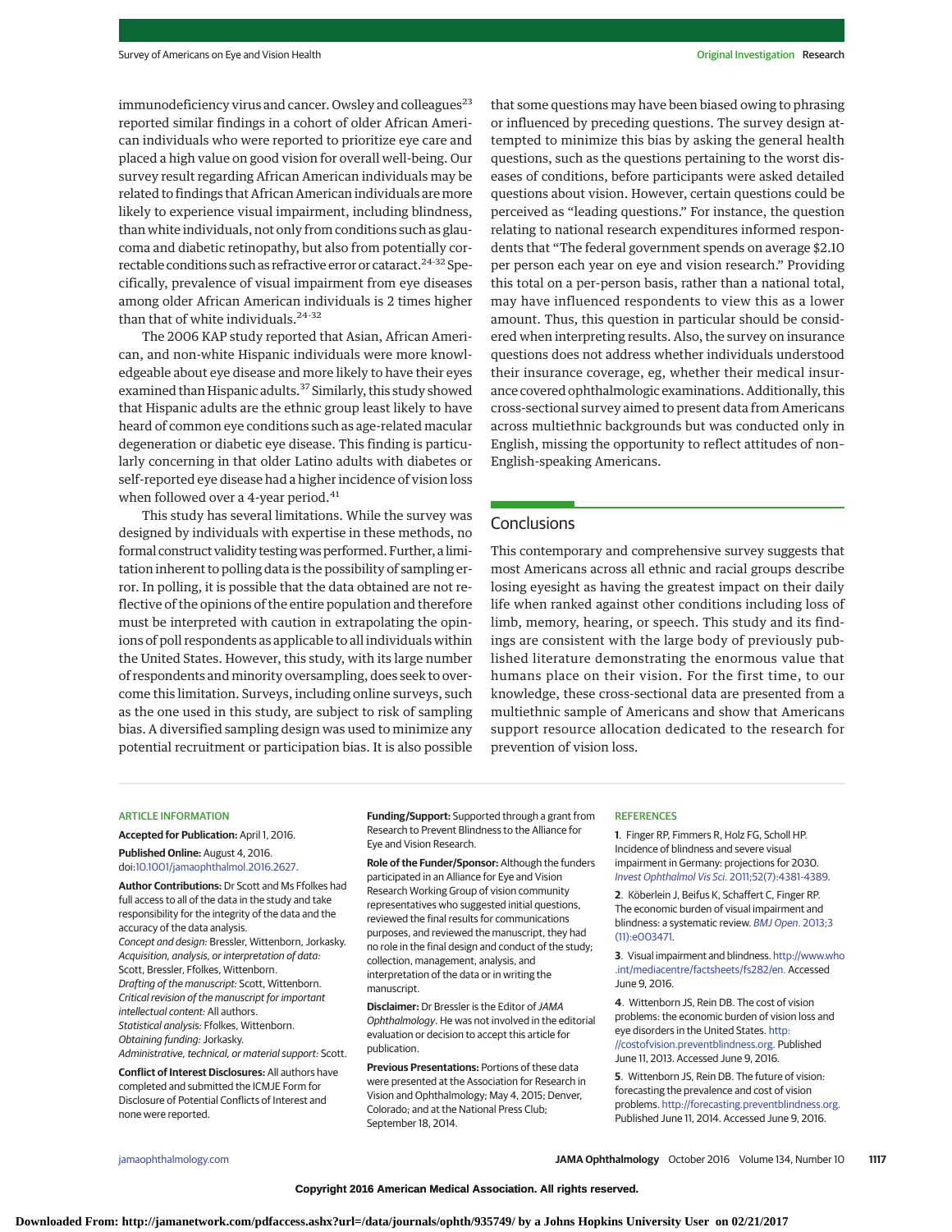immunodeficiency virus and cancer. Owsley and colleagues[23] reported similar findings in a cohort of older African American individuals who were reported to prioritize eye care and placed a high value on good vision for overall well-being. Our survey result regarding African American individuals may be related to findings that African American individuals are more likely to experience visual impairment, including blindness, than white individuals, not only from conditions such as glaucoma and diabetic retinopathy, but also from potentially correctable conditions such as refractive error or cataract.[24-32] Specifically, prevalence of visual impairment from eye diseases among older African American individuals is 2 times higher than that of white individuals.[24-32]

The 2006 KAP study reported that Asian, African American, and non-white Hispanic individuals were more knowledgeable about eye disease and more likely to have their eyes examined than Hispanic adults.[37] Similarly, this study showed that Hispanic adults are the ethnic group least likely to have heard of common eye conditions such as age-related macular degeneration or diabetic eye disease. This finding is particularly concerning in that older Latino adults with diabetes or self-reported eye disease had a higher incidence of vision loss when followed over a 4-year period.[41]

This study has several limitations. While the survey was designed by individuals with expertise in these methods, no formal construct validity testing was performed. Further, a limitation inherent to polling data is the possibility of sampling error. In polling, it is possible that the data obtained are not reflective of the opinions of the entire population and therefore must be interpreted with caution in extrapolating the opinions of poll respondents as applicable to all individuals within the United States. However, this study, with its large number of respondents and minority oversampling, does seek to overcome this limitation. Surveys, including online surveys, such as the one used in this study, are subject to risk of sampling bias. A diversified sampling design was used to minimize any potential recruitment or participation bias. It is also possible that some questions may have been biased owing to phrasing or influenced by preceding questions. The survey design attempted to minimize this bias by asking the general health questions, such as the questions pertaining to the worst diseases of conditions, before participants were asked detailed questions about vision. However, certain questions could be perceived as "leading questions." For instance, the question relating to national research expenditures informed respondents that "The federal government spends on average $2.10 per person each year on eye and vision research." Providing this total on a per-person basis, rather than a national total, may have influenced respondents to view this as a lower amount. Thus, this question in particular should be considered when interpreting results. Also, the survey on insurance questions does not address whether individuals understood their insurance coverage, eg, whether their medical insurance covered ophthalmologic examinations. Additionally, this cross-sectional survey aimed to present data from Americans across multiethnic backgrounds but was conducted only in English, missing the opportunity to reflect attitudes of non-English-speaking Americans.

## Conclusions

This contemporary and comprehensive survey suggests that most Americans across all ethnic and racial groups describe losing eyesight as having the greatest impact on their daily life when ranked against other conditions including loss of limb, memory, hearing, or speech. This study and its findings are consistent with the large body of previously published literature demonstrating the enormous value that humans place on their vision. For the first time, to our knowledge, these cross-sectional data are presented from a multiethnic sample of Americans and show that Americans support resource allocation dedicated to the research for prevention of vision loss.

### ARTICLE INFORMATION

**Accepted for Publication:** April 1, 2016.

**Published Online:** August 4, 2016. doi:10.1001/jamaophthalmol.2016.2627.

**Author Contributions:** Dr Scott and Ms Ffolkes had full access to all of the data in the study and take responsibility for the integrity of the data and the accuracy of the data analysis.
*Concept and design:* Bressler, Wittenborn, Jorkasky.
*Acquisition, analysis, or interpretation of data:* Scott, Bressler, Ffolkes, Wittenborn.
*Drafting of the manuscript:* Scott, Wittenborn.
*Critical revision of the manuscript for important intellectual content:* All authors.
*Statistical analysis:* Ffolkes, Wittenborn.
*Obtaining funding:* Jorkasky.
*Administrative, technical, or material support:* Scott.

**Conflict of Interest Disclosures:** All authors have completed and submitted the ICMJE Form for Disclosure of Potential Conflicts of Interest and none were reported.

**Funding/Support:** Supported through a grant from Research to Prevent Blindness to the Alliance for Eye and Vision Research.

**Role of the Funder/Sponsor:** Although the funders participated in an Alliance for Eye and Vision Research Working Group of vision community representatives who suggested initial questions, reviewed the final results for communications purposes, and reviewed the manuscript, they had no role in the final design and conduct of the study; collection, management, analysis, and interpretation of the data or in writing the manuscript.

**Disclaimer:** Dr Bressler is the Editor of *JAMA Ophthalmology*. He was not involved in the editorial evaluation or decision to accept this article for publication.

**Previous Presentations:** Portions of these data were presented at the Association for Research in Vision and Ophthalmology; May 4, 2015; Denver, Colorado; and at the National Press Club; September 18, 2014.

### REFERENCES

1. Finger RP, Fimmers R, Holz FG, Scholl HP. Incidence of blindness and severe visual impairment in Germany: projections for 2030. *Invest Ophthalmol Vis Sci*. 2011;52(7):4381-4389.

2. Köberlein J, Beifus K, Schaffert C, Finger RP. The economic burden of visual impairment and blindness: a systematic review. *BMJ Open*. 2013;3(11):e003471.

3. Visual impairment and blindness. http://www.who.int/mediacentre/factsheets/fs282/en. Accessed June 9, 2016.

4. Wittenborn JS, Rein DB. The cost of vision problems: the economic burden of vision loss and eye disorders in the United States. http://costofvision.preventblindness.org. Published June 11, 2013. Accessed June 9, 2016.

5. Wittenborn JS, Rein DB. The future of vision: forecasting the prevalence and cost of vision problems. http://forecasting.preventblindness.org. Published June 11, 2014. Accessed June 9, 2016.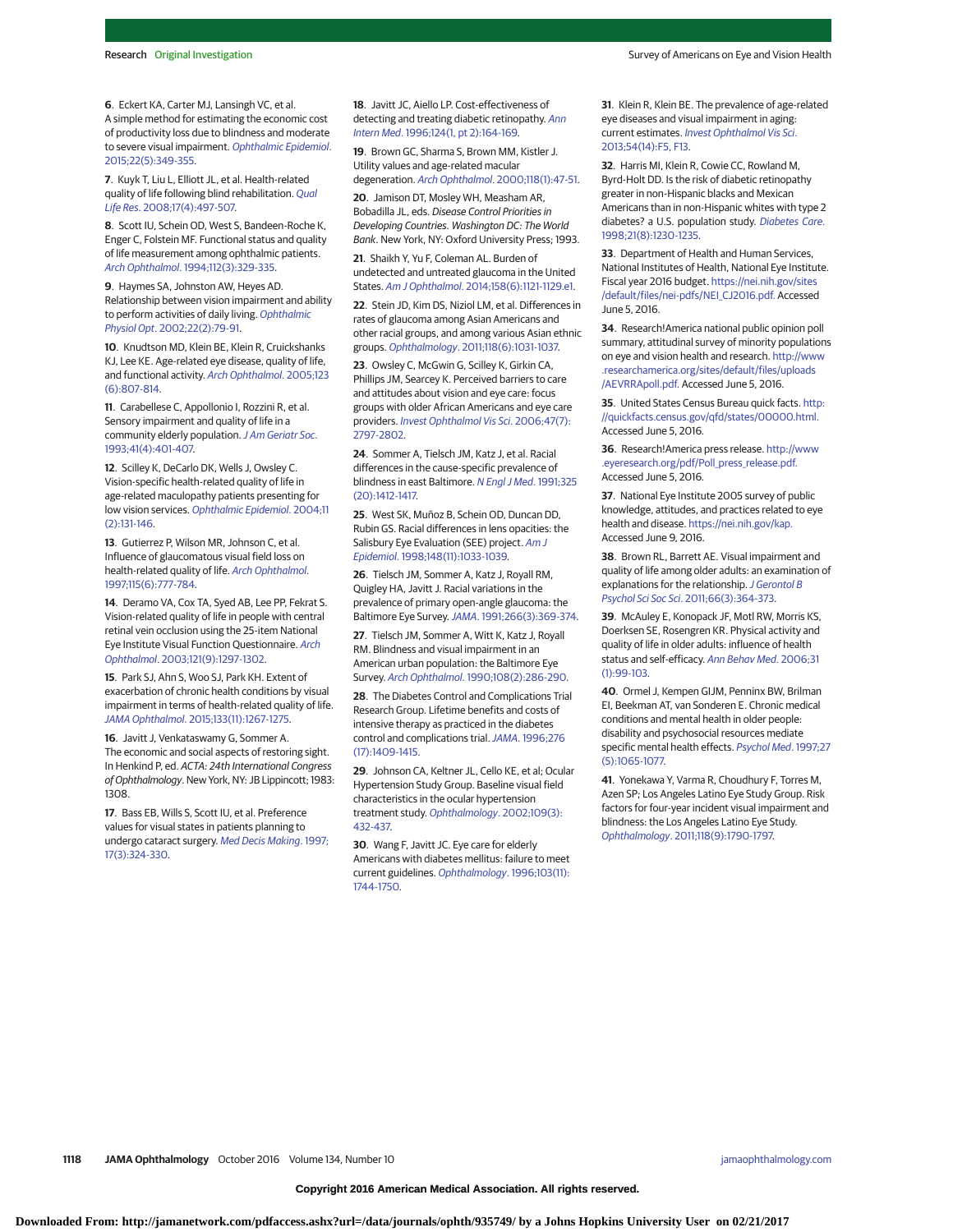6. Eckert KA, Carter MJ, Lansingh VC, et al. A simple method for estimating the economic cost of productivity loss due to blindness and moderate to severe visual impairment. *Ophthalmic Epidemiol*. 2015;22(5):349-355.

7. Kuyk T, Liu L, Elliott JL, et al. Health-related quality of life following blind rehabilitation. *Qual Life Res*. 2008;17(4):497-507.

8. Scott IU, Schein OD, West S, Bandeen-Roche K, Enger C, Folstein MF. Functional status and quality of life measurement among ophthalmic patients. *Arch Ophthalmol*. 1994;112(3):329-335.

9. Haymes SA, Johnston AW, Heyes AD. Relationship between vision impairment and ability to perform activities of daily living. *Ophthalmic Physiol Opt*. 2002;22(2):79-91.

10. Knudtson MD, Klein BE, Klein R, Cruickshanks KJ, Lee KE. Age-related eye disease, quality of life, and functional activity. *Arch Ophthalmol*. 2005;123(6):807-814.

11. Carabellese C, Appollonio I, Rozzini R, et al. Sensory impairment and quality of life in a community elderly population. *J Am Geriatr Soc*. 1993;41(4):401-407.

12. Scilley K, DeCarlo DK, Wells J, Owsley C. Vision-specific health-related quality of life in age-related maculopathy patients presenting for low vision services. *Ophthalmic Epidemiol*. 2004;11(2):131-146.

13. Gutierrez P, Wilson MR, Johnson C, et al. Influence of glaucomatous visual field loss on health-related quality of life. *Arch Ophthalmol*. 1997;115(6):777-784.

14. Deramo VA, Cox TA, Syed AB, Lee PP, Fekrat S. Vision-related quality of life in people with central retinal vein occlusion using the 25-item National Eye Institute Visual Function Questionnaire. *Arch Ophthalmol*. 2003;121(9):1297-1302.

15. Park SJ, Ahn S, Woo SJ, Park KH. Extent of exacerbation of chronic health conditions by visual impairment in terms of health-related quality of life. *JAMA Ophthalmol*. 2015;133(11):1267-1275.

16. Javitt J, Venkataswamy G, Sommer A. The economic and social aspects of restoring sight. In Henkind P, ed. *ACTA: 24th International Congress of Ophthalmology*. New York, NY: JB Lippincott; 1983: 1308.

17. Bass EB, Wills S, Scott IU, et al. Preference values for visual states in patients planning to undergo cataract surgery. *Med Decis Making*. 1997;17(3):324-330.

18. Javitt JC, Aiello LP. Cost-effectiveness of detecting and treating diabetic retinopathy. *Ann Intern Med*. 1996;124(1, pt 2):164-169.

19. Brown GC, Sharma S, Brown MM, Kistler J. Utility values and age-related macular degeneration. *Arch Ophthalmol*. 2000;118(1):47-51.

20. Jamison DT, Mosley WH, Measham AR, Bobadilla JL, eds. *Disease Control Priorities in Developing Countries. Washington DC: The World Bank*. New York, NY: Oxford University Press; 1993.

21. Shaikh Y, Yu F, Coleman AL. Burden of undetected and untreated glaucoma in the United States. *Am J Ophthalmol*. 2014;158(6):1121-1129.e1.

22. Stein JD, Kim DS, Niziol LM, et al. Differences in rates of glaucoma among Asian Americans and other racial groups, and among various Asian ethnic groups. *Ophthalmology*. 2011;118(6):1031-1037.

23. Owsley C, McGwin G, Scilley K, Girkin CA, Phillips JM, Searcey K. Perceived barriers to care and attitudes about vision and eye care: focus groups with older African Americans and eye care providers. *Invest Ophthalmol Vis Sci*. 2006;47(7):2797-2802.

24. Sommer A, Tielsch JM, Katz J, et al. Racial differences in the cause-specific prevalence of blindness in east Baltimore. *N Engl J Med*. 1991;325(20):1412-1417.

25. West SK, Muñoz B, Schein OD, Duncan DD, Rubin GS. Racial differences in lens opacities: the Salisbury Eye Evaluation (SEE) project. *Am J Epidemiol*. 1998;148(11):1033-1039.

26. Tielsch JM, Sommer A, Katz J, Royall RM, Quigley HA, Javitt J. Racial variations in the prevalence of primary open-angle glaucoma: the Baltimore Eye Survey. *JAMA*. 1991;266(3):369-374.

27. Tielsch JM, Sommer A, Witt K, Katz J, Royall RM. Blindness and visual impairment in an American urban population: the Baltimore Eye Survey. *Arch Ophthalmol*. 1990;108(2):286-290.

28. The Diabetes Control and Complications Trial Research Group. Lifetime benefits and costs of intensive therapy as practiced in the diabetes control and complications trial. *JAMA*. 1996;276(17):1409-1415.

29. Johnson CA, Keltner JL, Cello KE, et al; Ocular Hypertension Study Group. Baseline visual field characteristics in the ocular hypertension treatment study. *Ophthalmology*. 2002;109(3):432-437.

30. Wang F, Javitt JC. Eye care for elderly Americans with diabetes mellitus: failure to meet current guidelines. *Ophthalmology*. 1996;103(11):1744-1750.

31. Klein R, Klein BE. The prevalence of age-related eye diseases and visual impairment in aging: current estimates. *Invest Ophthalmol Vis Sci*. 2013;54(14):F5, F13.

32. Harris MI, Klein R, Cowie CC, Rowland M, Byrd-Holt DD. Is the risk of diabetic retinopathy greater in non-Hispanic blacks and Mexican Americans than in non-Hispanic whites with type 2 diabetes? a U.S. population study. *Diabetes Care*. 1998;21(8):1230-1235.

33. Department of Health and Human Services, National Institutes of Health, National Eye Institute. Fiscal year 2016 budget. https://nei.nih.gov/sites/default/files/nei-pdfs/NEI_CJ2016.pdf. Accessed June 5, 2016.

34. Research!America national public opinion poll summary, attitudinal survey of minority populations on eye and vision health and research. http://www.researchamerica.org/sites/default/files/uploads/AEVRRApoll.pdf. Accessed June 5, 2016.

35. United States Census Bureau quick facts. http://quickfacts.census.gov/qfd/states/00000.html. Accessed June 5, 2016.

36. Research!America press release. http://www.eyeresearch.org/pdf/Poll_press_release.pdf. Accessed June 5, 2016.

37. National Eye Institute 2005 survey of public knowledge, attitudes, and practices related to eye health and disease. https://nei.nih.gov/kap. Accessed June 9, 2016.

38. Brown RL, Barrett AE. Visual impairment and quality of life among older adults: an examination of explanations for the relationship. *J Gerontol B Psychol Sci Soc Sci*. 2011;66(3):364-373.

39. McAuley E, Konopack JF, Motl RW, Morris KS, Doerksen SE, Rosengren KR. Physical activity and quality of life in older adults: influence of health status and self-efficacy. *Ann Behav Med*. 2006;31(1):99-103.

40. Ormel J, Kempen GIJM, Penninx BW, Brilman EI, Beekman AT, van Sonderen E. Chronic medical conditions and mental health in older people: disability and psychosocial resources mediate specific mental health effects. *Psychol Med*. 1997;27(5):1065-1077.

41. Yonekawa Y, Varma R, Choudhury F, Torres M, Azen SP; Los Angeles Latino Eye Study Group. Risk factors for four-year incident visual impairment and blindness: the Los Angeles Latino Eye Study. *Ophthalmology*. 2011;118(9):1790-1797.